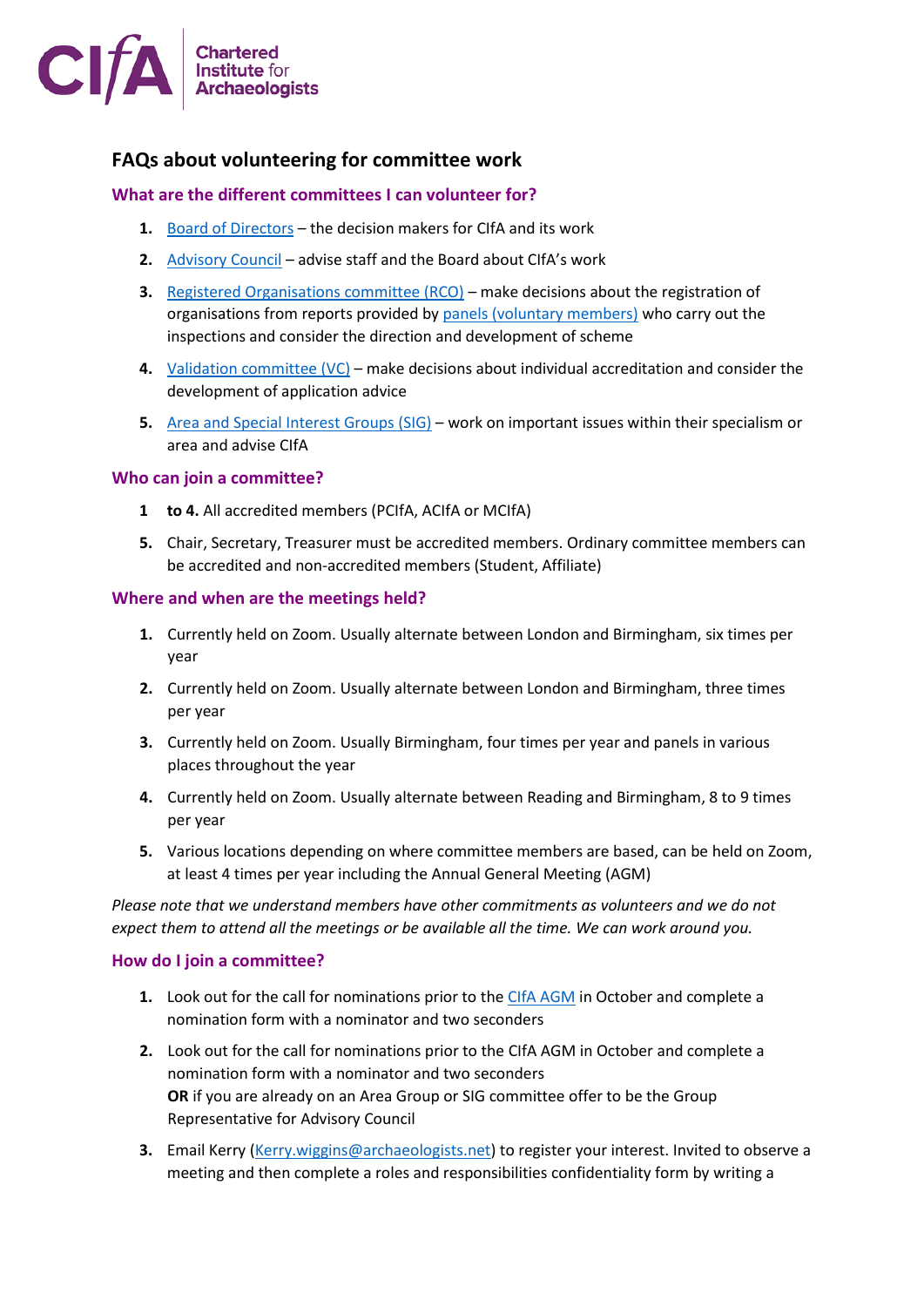# FAQs about volunteering for committee work

## What are the different committees I can volunteer for?

1. **Board of Directors** – the decision makers for CIfA and its work
2. **Advisory Council** – advise staff and the Board about CIfA's work
3. **Registered Organisations committee (RCO)** – make decisions about the registration of organisations from reports provided by panels (voluntary members) who carry out the inspections and consider the direction and development of scheme
4. **Validation committee (VC)** – make decisions about individual accreditation and consider the development of application advice
5. **Area and Special Interest Groups (SIG)** – work on important issues within their specialism or area and advise CIfA

## Who can join a committee?

**1 to 4.** All accredited members (PCIfA, ACIfA or MCIfA)

**5.** Chair, Secretary, Treasurer must be accredited members. Ordinary committee members can be accredited and non-accredited members (Student, Affiliate)

## Where and when are the meetings held?

1. Currently held on Zoom. Usually alternate between London and Birmingham, six times per year
2. Currently held on Zoom. Usually alternate between London and Birmingham, three times per year
3. Currently held on Zoom. Usually Birmingham, four times per year and panels in various places throughout the year
4. Currently held on Zoom. Usually alternate between Reading and Birmingham, 8 to 9 times per year
5. Various locations depending on where committee members are based, can be held on Zoom, at least 4 times per year including the Annual General Meeting (AGM)

*Please note that we understand members have other commitments as volunteers and we do not expect them to attend all the meetings or be available all the time. We can work around you.*

## How do I join a committee?

1. Look out for the call for nominations prior to the CIfA AGM in October and complete a nomination form with a nominator and two seconders
2. Look out for the call for nominations prior to the CIfA AGM in October and complete a nomination form with a nominator and two seconders
   **OR** if you are already on an Area Group or SIG committee offer to be the Group Representative for Advisory Council
3. Email Kerry (Kerry.wiggins@archaeologists.net) to register your interest. Invited to observe a meeting and then complete a roles and responsibilities confidentiality form by writing a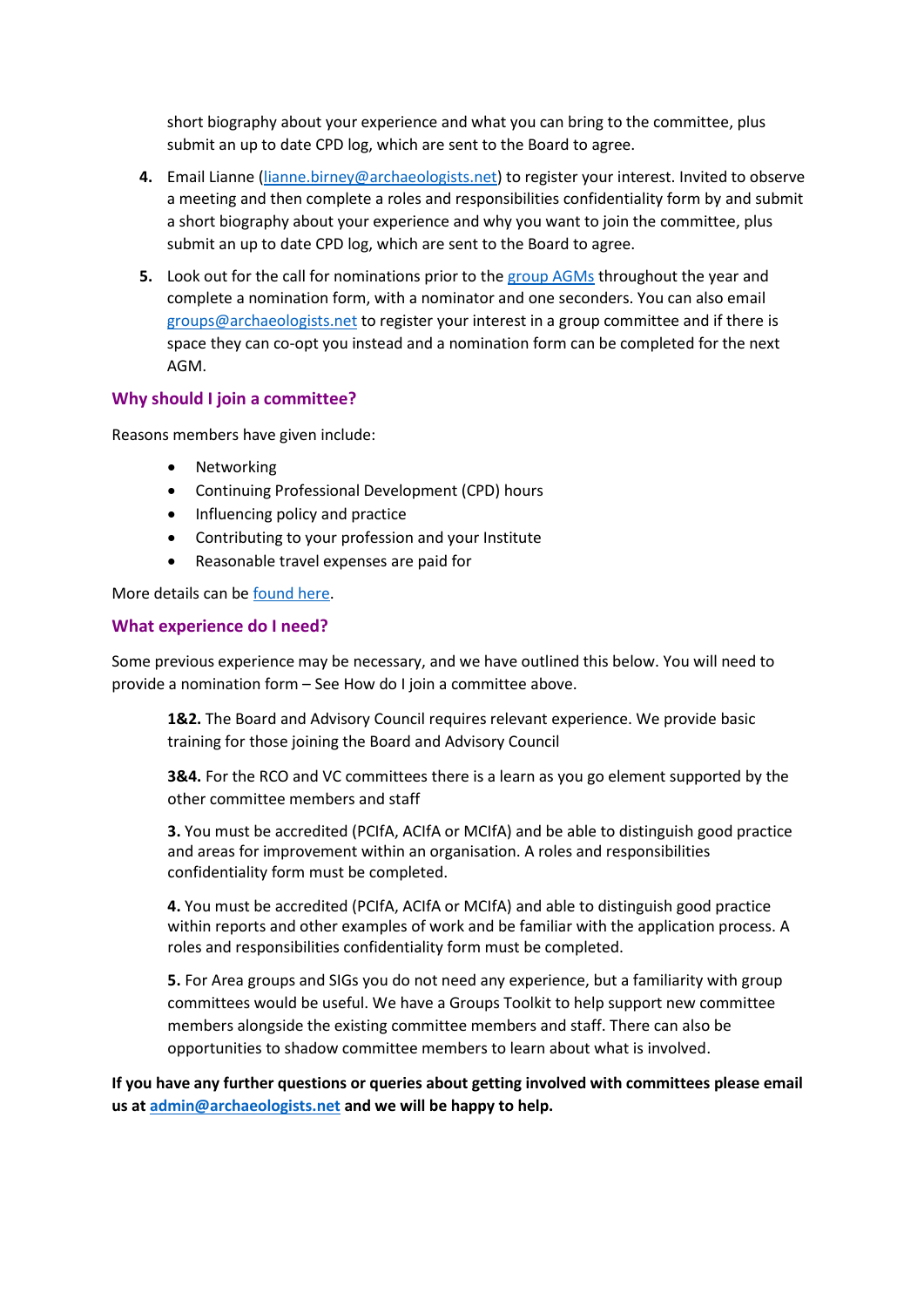short biography about your experience and what you can bring to the committee, plus submit an up to date CPD log, which are sent to the Board to agree.

4. Email Lianne (lianne.birney@archaeologists.net) to register your interest. Invited to observe a meeting and then complete a roles and responsibilities confidentiality form by and submit a short biography about your experience and why you want to join the committee, plus submit an up to date CPD log, which are sent to the Board to agree.
5. Look out for the call for nominations prior to the group AGMs throughout the year and complete a nomination form, with a nominator and one seconders. You can also email groups@archaeologists.net to register your interest in a group committee and if there is space they can co-opt you instead and a nomination form can be completed for the next AGM.

### Why should I join a committee?

Reasons members have given include:

- Networking
- Continuing Professional Development (CPD) hours
- Influencing policy and practice
- Contributing to your profession and your Institute
- Reasonable travel expenses are paid for

More details can be found here.

### What experience do I need?

Some previous experience may be necessary, and we have outlined this below. You will need to provide a nomination form – See How do I join a committee above.

**1&2.** The Board and Advisory Council requires relevant experience. We provide basic training for those joining the Board and Advisory Council

**3&4.** For the RCO and VC committees there is a learn as you go element supported by the other committee members and staff

**3.** You must be accredited (PCIfA, ACIfA or MCIfA) and be able to distinguish good practice and areas for improvement within an organisation. A roles and responsibilities confidentiality form must be completed.

**4.** You must be accredited (PCIfA, ACIfA or MCIfA) and able to distinguish good practice within reports and other examples of work and be familiar with the application process. A roles and responsibilities confidentiality form must be completed.

**5.** For Area groups and SIGs you do not need any experience, but a familiarity with group committees would be useful. We have a Groups Toolkit to help support new committee members alongside the existing committee members and staff. There can also be opportunities to shadow committee members to learn about what is involved.

**If you have any further questions or queries about getting involved with committees please email us at admin@archaeologists.net and we will be happy to help.**